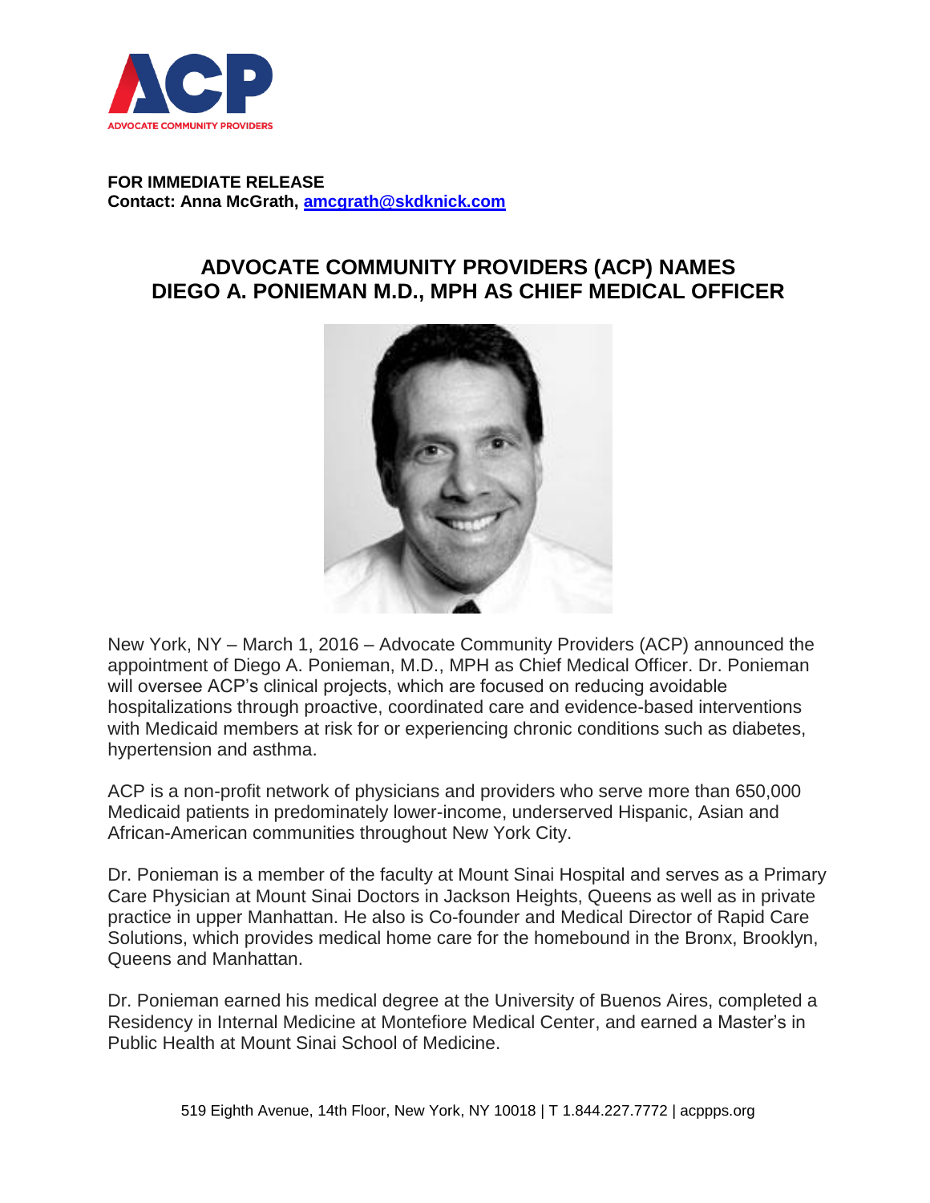**FOR IMMEDIATE RELEASE**
**Contact: Anna McGrath, amcgrath@skdknick.com**

# ADVOCATE COMMUNITY PROVIDERS (ACP) NAMES DIEGO A. PONIEMAN M.D., MPH AS CHIEF MEDICAL OFFICER

New York, NY – March 1, 2016 – Advocate Community Providers (ACP) announced the appointment of Diego A. Ponieman, M.D., MPH as Chief Medical Officer. Dr. Ponieman will oversee ACP's clinical projects, which are focused on reducing avoidable hospitalizations through proactive, coordinated care and evidence-based interventions with Medicaid members at risk for or experiencing chronic conditions such as diabetes, hypertension and asthma.

ACP is a non-profit network of physicians and providers who serve more than 650,000 Medicaid patients in predominately lower-income, underserved Hispanic, Asian and African-American communities throughout New York City.

Dr. Ponieman is a member of the faculty at Mount Sinai Hospital and serves as a Primary Care Physician at Mount Sinai Doctors in Jackson Heights, Queens as well as in private practice in upper Manhattan. He also is Co-founder and Medical Director of Rapid Care Solutions, which provides medical home care for the homebound in the Bronx, Brooklyn, Queens and Manhattan.

Dr. Ponieman earned his medical degree at the University of Buenos Aires, completed a Residency in Internal Medicine at Montefiore Medical Center, and earned a Master's in Public Health at Mount Sinai School of Medicine.

519 Eighth Avenue, 14th Floor, New York, NY 10018 | T 1.844.227.7772 | acppps.org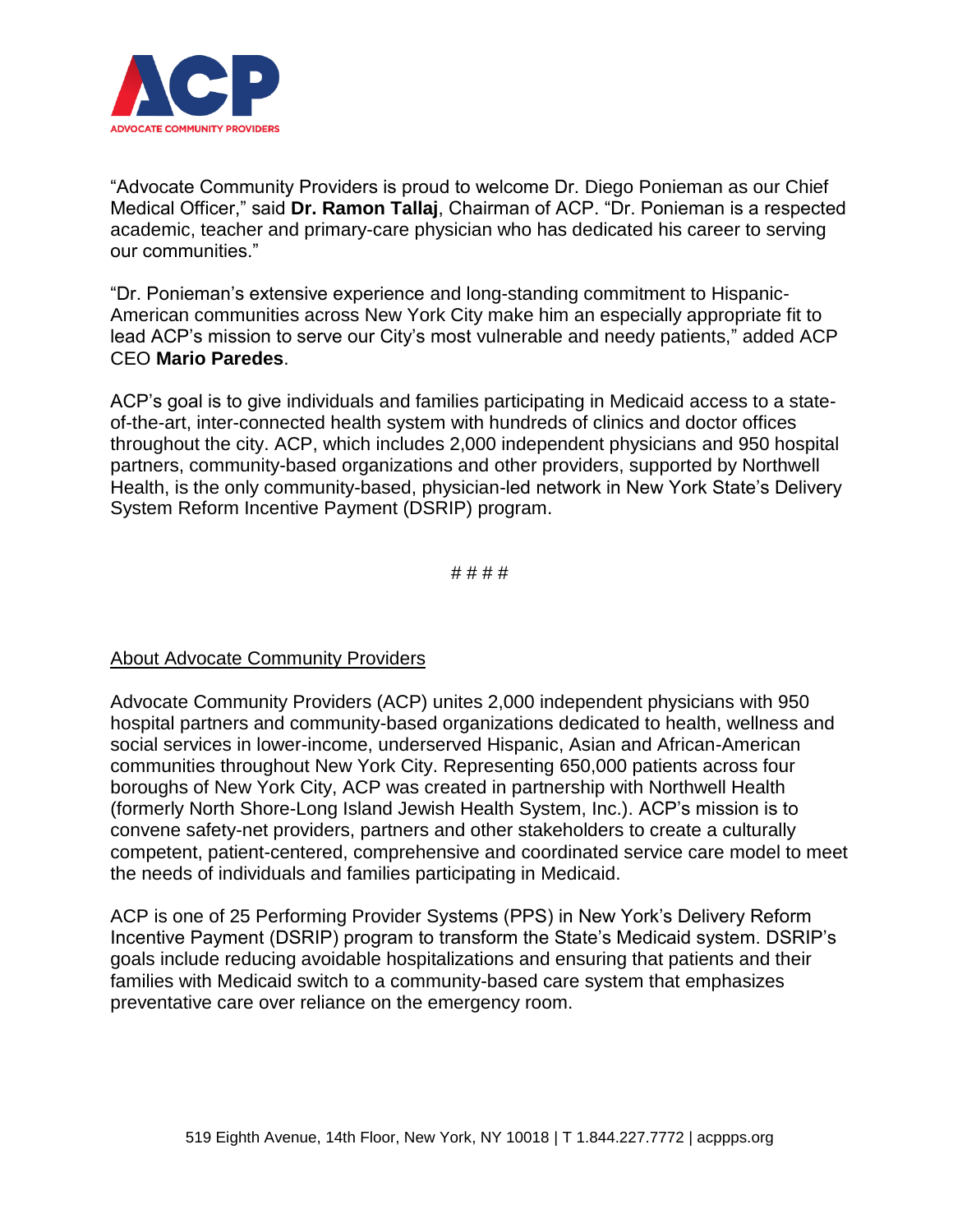“Advocate Community Providers is proud to welcome Dr. Diego Ponieman as our Chief Medical Officer,” said **Dr. Ramon Tallaj**, Chairman of ACP. “Dr. Ponieman is a respected academic, teacher and primary-care physician who has dedicated his career to serving our communities.”

“Dr. Ponieman’s extensive experience and long-standing commitment to Hispanic-American communities across New York City make him an especially appropriate fit to lead ACP’s mission to serve our City’s most vulnerable and needy patients,” added ACP CEO **Mario Paredes**.

ACP’s goal is to give individuals and families participating in Medicaid access to a state-of-the-art, inter-connected health system with hundreds of clinics and doctor offices throughout the city. ACP, which includes 2,000 independent physicians and 950 hospital partners, community-based organizations and other providers, supported by Northwell Health, is the only community-based, physician-led network in New York State’s Delivery System Reform Incentive Payment (DSRIP) program.

# # # #

About Advocate Community Providers

Advocate Community Providers (ACP) unites 2,000 independent physicians with 950 hospital partners and community-based organizations dedicated to health, wellness and social services in lower-income, underserved Hispanic, Asian and African-American communities throughout New York City. Representing 650,000 patients across four boroughs of New York City, ACP was created in partnership with Northwell Health (formerly North Shore-Long Island Jewish Health System, Inc.). ACP’s mission is to convene safety-net providers, partners and other stakeholders to create a culturally competent, patient-centered, comprehensive and coordinated service care model to meet the needs of individuals and families participating in Medicaid.

ACP is one of 25 Performing Provider Systems (PPS) in New York’s Delivery Reform Incentive Payment (DSRIP) program to transform the State’s Medicaid system. DSRIP’s goals include reducing avoidable hospitalizations and ensuring that patients and their families with Medicaid switch to a community-based care system that emphasizes preventative care over reliance on the emergency room.

519 Eighth Avenue, 14th Floor, New York, NY 10018 | T 1.844.227.7772 | acppps.org